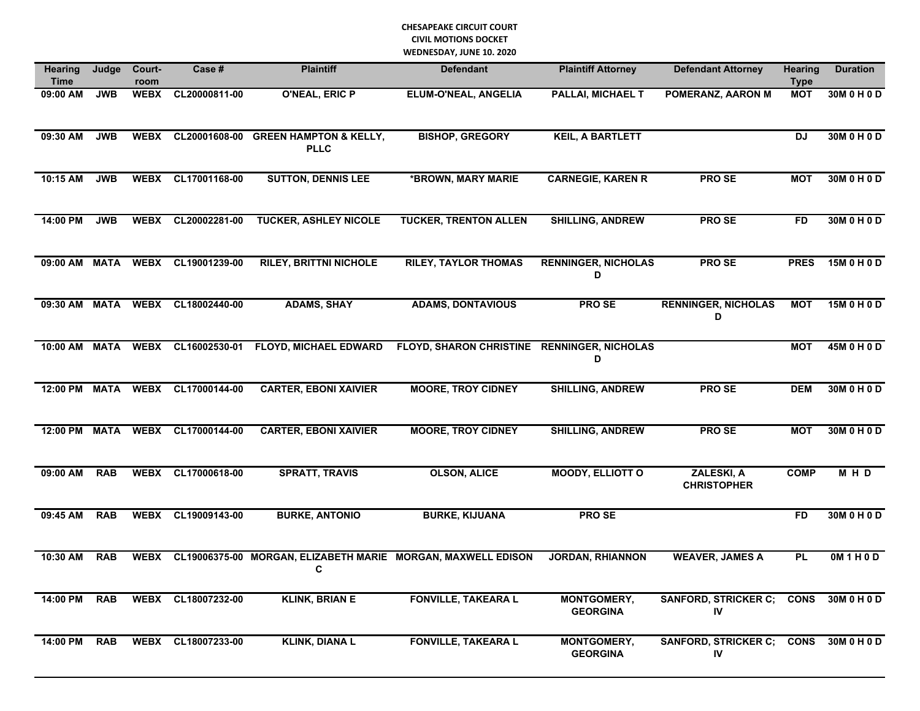**CHESAPEAKE CIRCUIT COURT**
**CIVIL MOTIONS DOCKET**
**WEDNESDAY, JUNE 10. 2020**

| Hearing Time | Judge | Court-room | Case # | Plaintiff | Defendant | Plaintiff Attorney | Defendant Attorney | Hearing Type | Duration |
|---|---|---|---|---|---|---|---|---|---|
| 09:00 AM | JWB | WEBX | CL20000811-00 | O'NEAL, ERIC P | ELUM-O'NEAL, ANGELIA | PALLAI, MICHAEL T | POMERANZ, AARON M | MOT | 30M 0 H 0 D |
| 09:30 AM | JWB | WEBX | CL20001608-00 | GREEN HAMPTON & KELLY, PLLC | BISHOP, GREGORY | KEIL, A BARTLETT | | DJ | 30M 0 H 0 D |
| 10:15 AM | JWB | WEBX | CL17001168-00 | SUTTON, DENNIS LEE | *BROWN, MARY MARIE | CARNEGIE, KAREN R | PRO SE | MOT | 30M 0 H 0 D |
| 14:00 PM | JWB | WEBX | CL20002281-00 | TUCKER, ASHLEY NICOLE | TUCKER, TRENTON ALLEN | SHILLING, ANDREW | PRO SE | FD | 30M 0 H 0 D |
| 09:00 AM | MATA | WEBX | CL19001239-00 | RILEY, BRITTNI NICHOLE | RILEY, TAYLOR THOMAS | RENNINGER, NICHOLAS D | PRO SE | PRES | 15M 0 H 0 D |
| 09:30 AM | MATA | WEBX | CL18002440-00 | ADAMS, SHAY | ADAMS, DONTAVIOUS | PRO SE | RENNINGER, NICHOLAS D | MOT | 15M 0 H 0 D |
| 10:00 AM | MATA | WEBX | CL16002530-01 | FLOYD, MICHAEL EDWARD | FLOYD, SHARON CHRISTINE | RENNINGER, NICHOLAS D | | MOT | 45M 0 H 0 D |
| 12:00 PM | MATA | WEBX | CL17000144-00 | CARTER, EBONI XAIVIER | MOORE, TROY CIDNEY | SHILLING, ANDREW | PRO SE | DEM | 30M 0 H 0 D |
| 12:00 PM | MATA | WEBX | CL17000144-00 | CARTER, EBONI XAIVIER | MOORE, TROY CIDNEY | SHILLING, ANDREW | PRO SE | MOT | 30M 0 H 0 D |
| 09:00 AM | RAB | WEBX | CL17000618-00 | SPRATT, TRAVIS | OLSON, ALICE | MOODY, ELLIOTT O | ZALESKI, A CHRISTOPHER | COMP | M H D |
| 09:45 AM | RAB | WEBX | CL19009143-00 | BURKE, ANTONIO | BURKE, KIJUANA | PRO SE | | FD | 30M 0 H 0 D |
| 10:30 AM | RAB | WEBX | CL19006375-00 | MORGAN, ELIZABETH MARIE C | MORGAN, MAXWELL EDISON | JORDAN, RHIANNON | WEAVER, JAMES A | PL | 0M 1 H 0 D |
| 14:00 PM | RAB | WEBX | CL18007232-00 | KLINK, BRIAN E | FONVILLE, TAKEARA L | MONTGOMERY, GEORGINA | SANFORD, STRICKER C; IV | CONS | 30M 0 H 0 D |
| 14:00 PM | RAB | WEBX | CL18007233-00 | KLINK, DIANA L | FONVILLE, TAKEARA L | MONTGOMERY, GEORGINA | SANFORD, STRICKER C; IV | CONS | 30M 0 H 0 D |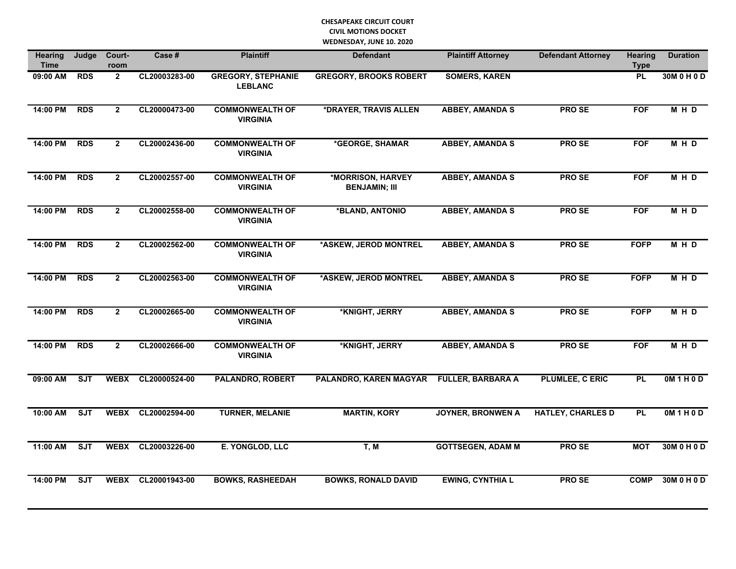**CHESAPEAKE CIRCUIT COURT**
**CIVIL MOTIONS DOCKET**
**WEDNESDAY, JUNE 10. 2020**

| Hearing Time | Judge | Court-room | Case # | Plaintiff | Defendant | Plaintiff Attorney | Defendant Attorney | Hearing Type | Duration |
|---|---|---|---|---|---|---|---|---|---|
| 09:00 AM | RDS | 2 | CL20003283-00 | GREGORY, STEPHANIE LEBLANC | GREGORY, BROOKS ROBERT | SOMERS, KAREN | | PL | 30M 0 H 0 D |
| 14:00 PM | RDS | 2 | CL20000473-00 | COMMONWEALTH OF VIRGINIA | *DRAYER, TRAVIS ALLEN | ABBEY, AMANDA S | PRO SE | FOF | M H D |
| 14:00 PM | RDS | 2 | CL20002436-00 | COMMONWEALTH OF VIRGINIA | *GEORGE, SHAMAR | ABBEY, AMANDA S | PRO SE | FOF | M H D |
| 14:00 PM | RDS | 2 | CL20002557-00 | COMMONWEALTH OF VIRGINIA | *MORRISON, HARVEY BENJAMIN; III | ABBEY, AMANDA S | PRO SE | FOF | M H D |
| 14:00 PM | RDS | 2 | CL20002558-00 | COMMONWEALTH OF VIRGINIA | *BLAND, ANTONIO | ABBEY, AMANDA S | PRO SE | FOF | M H D |
| 14:00 PM | RDS | 2 | CL20002562-00 | COMMONWEALTH OF VIRGINIA | *ASKEW, JEROD MONTREL | ABBEY, AMANDA S | PRO SE | FOFP | M H D |
| 14:00 PM | RDS | 2 | CL20002563-00 | COMMONWEALTH OF VIRGINIA | *ASKEW, JEROD MONTREL | ABBEY, AMANDA S | PRO SE | FOFP | M H D |
| 14:00 PM | RDS | 2 | CL20002665-00 | COMMONWEALTH OF VIRGINIA | *KNIGHT, JERRY | ABBEY, AMANDA S | PRO SE | FOFP | M H D |
| 14:00 PM | RDS | 2 | CL20002666-00 | COMMONWEALTH OF VIRGINIA | *KNIGHT, JERRY | ABBEY, AMANDA S | PRO SE | FOF | M H D |
| 09:00 AM | SJT | WEBX | CL20000524-00 | PALANDRO, ROBERT | PALANDRO, KAREN MAGYAR | FULLER, BARBARA A | PLUMLEE, C ERIC | PL | 0M 1 H 0 D |
| 10:00 AM | SJT | WEBX | CL20002594-00 | TURNER, MELANIE | MARTIN, KORY | JOYNER, BRONWEN A | HATLEY, CHARLES D | PL | 0M 1 H 0 D |
| 11:00 AM | SJT | WEBX | CL20003226-00 | E. YONGLOD, LLC | T, M | GOTTSEGEN, ADAM M | PRO SE | MOT | 30M 0 H 0 D |
| 14:00 PM | SJT | WEBX | CL20001943-00 | BOWKS, RASHEEDAH | BOWKS, RONALD DAVID | EWING, CYNTHIA L | PRO SE | COMP | 30M 0 H 0 D |